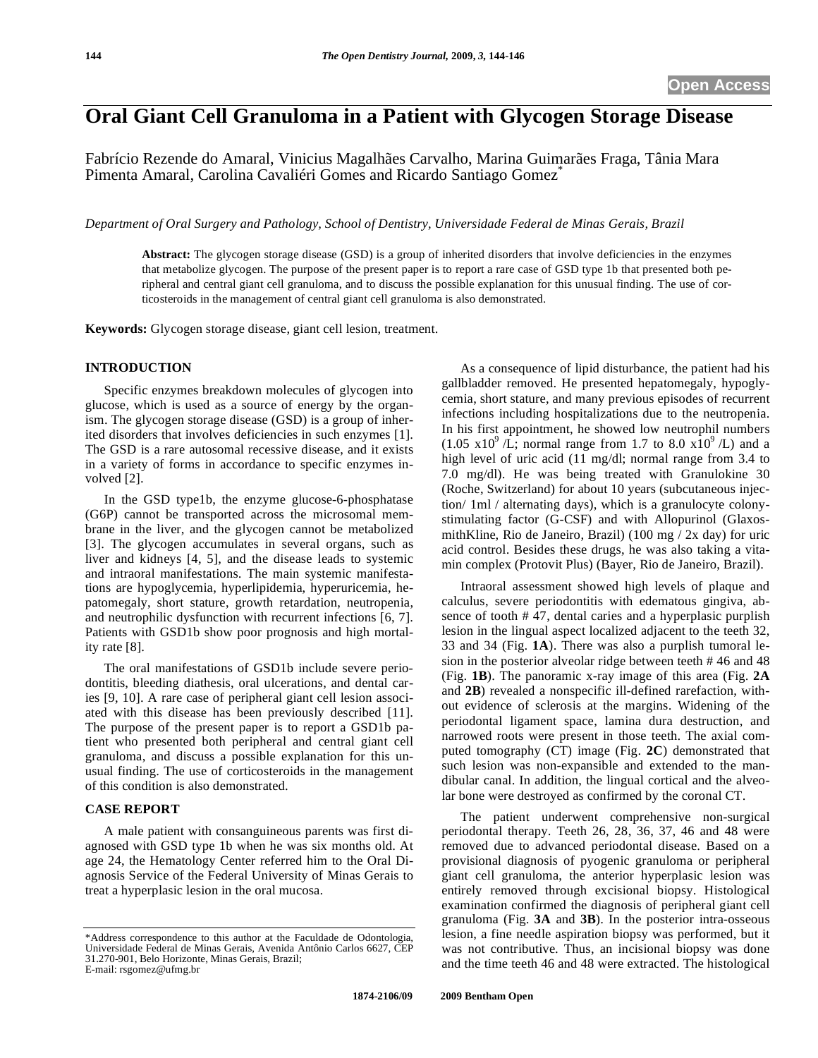# Oral Giant Cell Granuloma in a Patient with Glycogen Storage Disease

Fabrício Rezende do Amaral, Vinicius Magalhães Carvalho, Marina Guimarães Fraga, Tânia Mara Pimenta Amaral, Carolina Cavaliéri Gomes and Ricardo Santiago Gomez*

*Department of Oral Surgery and Pathology, School of Dentistry, Universidade Federal de Minas Gerais, Brazil*

**Abstract:** The glycogen storage disease (GSD) is a group of inherited disorders that involve deficiencies in the enzymes that metabolize glycogen. The purpose of the present paper is to report a rare case of GSD type 1b that presented both peripheral and central giant cell granuloma, and to discuss the possible explanation for this unusual finding. The use of corticosteroids in the management of central giant cell granuloma is also demonstrated.

**Keywords:** Glycogen storage disease, giant cell lesion, treatment.

## INTRODUCTION

Specific enzymes breakdown molecules of glycogen into glucose, which is used as a source of energy by the organism. The glycogen storage disease (GSD) is a group of inherited disorders that involves deficiencies in such enzymes [1]. The GSD is a rare autosomal recessive disease, and it exists in a variety of forms in accordance to specific enzymes involved [2].

In the GSD type1b, the enzyme glucose-6-phosphatase (G6P) cannot be transported across the microsomal membrane in the liver, and the glycogen cannot be metabolized [3]. The glycogen accumulates in several organs, such as liver and kidneys [4, 5], and the disease leads to systemic and intraoral manifestations. The main systemic manifestations are hypoglycemia, hyperlipidemia, hyperuricemia, hepatomegaly, short stature, growth retardation, neutropenia, and neutrophilic dysfunction with recurrent infections [6, 7]. Patients with GSD1b show poor prognosis and high mortality rate [8].

The oral manifestations of GSD1b include severe periodontitis, bleeding diathesis, oral ulcerations, and dental caries [9, 10]. A rare case of peripheral giant cell lesion associated with this disease has been previously described [11]. The purpose of the present paper is to report a GSD1b patient who presented both peripheral and central giant cell granuloma, and discuss a possible explanation for this unusual finding. The use of corticosteroids in the management of this condition is also demonstrated.

## CASE REPORT

A male patient with consanguineous parents was first diagnosed with GSD type 1b when he was six months old. At age 24, the Hematology Center referred him to the Oral Diagnosis Service of the Federal University of Minas Gerais to treat a hyperplasic lesion in the oral mucosa.

As a consequence of lipid disturbance, the patient had his gallbladder removed. He presented hepatomegaly, hypoglycemia, short stature, and many previous episodes of recurrent infections including hospitalizations due to the neutropenia. In his first appointment, he showed low neutrophil numbers ($1.05 \times 10^9$ /L; normal range from 1.7 to 8.0 $\times 10^9$ /L) and a high level of uric acid (11 mg/dl; normal range from 3.4 to 7.0 mg/dl). He was being treated with Granulokine 30 (Roche, Switzerland) for about 10 years (subcutaneous injection/ 1ml / alternating days), which is a granulocyte colony-stimulating factor (G-CSF) and with Allopurinol (GlaxosmithKline, Rio de Janeiro, Brazil) (100 mg / 2x day) for uric acid control. Besides these drugs, he was also taking a vitamin complex (Protovit Plus) (Bayer, Rio de Janeiro, Brazil).

Intraoral assessment showed high levels of plaque and calculus, severe periodontitis with edematous gingiva, absence of tooth # 47, dental caries and a hyperplasic purplish lesion in the lingual aspect localized adjacent to the teeth 32, 33 and 34 (Fig. **1A**). There was also a purplish tumoral lesion in the posterior alveolar ridge between teeth # 46 and 48 (Fig. **1B**). The panoramic x-ray image of this area (Fig. **2A** and **2B**) revealed a nonspecific ill-defined rarefaction, without evidence of sclerosis at the margins. Widening of the periodontal ligament space, lamina dura destruction, and narrowed roots were present in those teeth. The axial computed tomography (CT) image (Fig. **2C**) demonstrated that such lesion was non-expansible and extended to the mandibular canal. In addition, the lingual cortical and the alveolar bone were destroyed as confirmed by the coronal CT.

The patient underwent comprehensive non-surgical periodontal therapy. Teeth 26, 28, 36, 37, 46 and 48 were removed due to advanced periodontal disease. Based on a provisional diagnosis of pyogenic granuloma or peripheral giant cell granuloma, the anterior hyperplasic lesion was entirely removed through excisional biopsy. Histological examination confirmed the diagnosis of peripheral giant cell granuloma (Fig. **3A** and **3B**). In the posterior intra-osseous lesion, a fine needle aspiration biopsy was performed, but it was not contributive. Thus, an incisional biopsy was done and the time teeth 46 and 48 were extracted. The histological

*Address correspondence to this author at the Faculdade de Odontologia, Universidade Federal de Minas Gerais, Avenida Antônio Carlos 6627, CEP 31.270-901, Belo Horizonte, Minas Gerais, Brazil;
E-mail: rsgomez@ufmg.br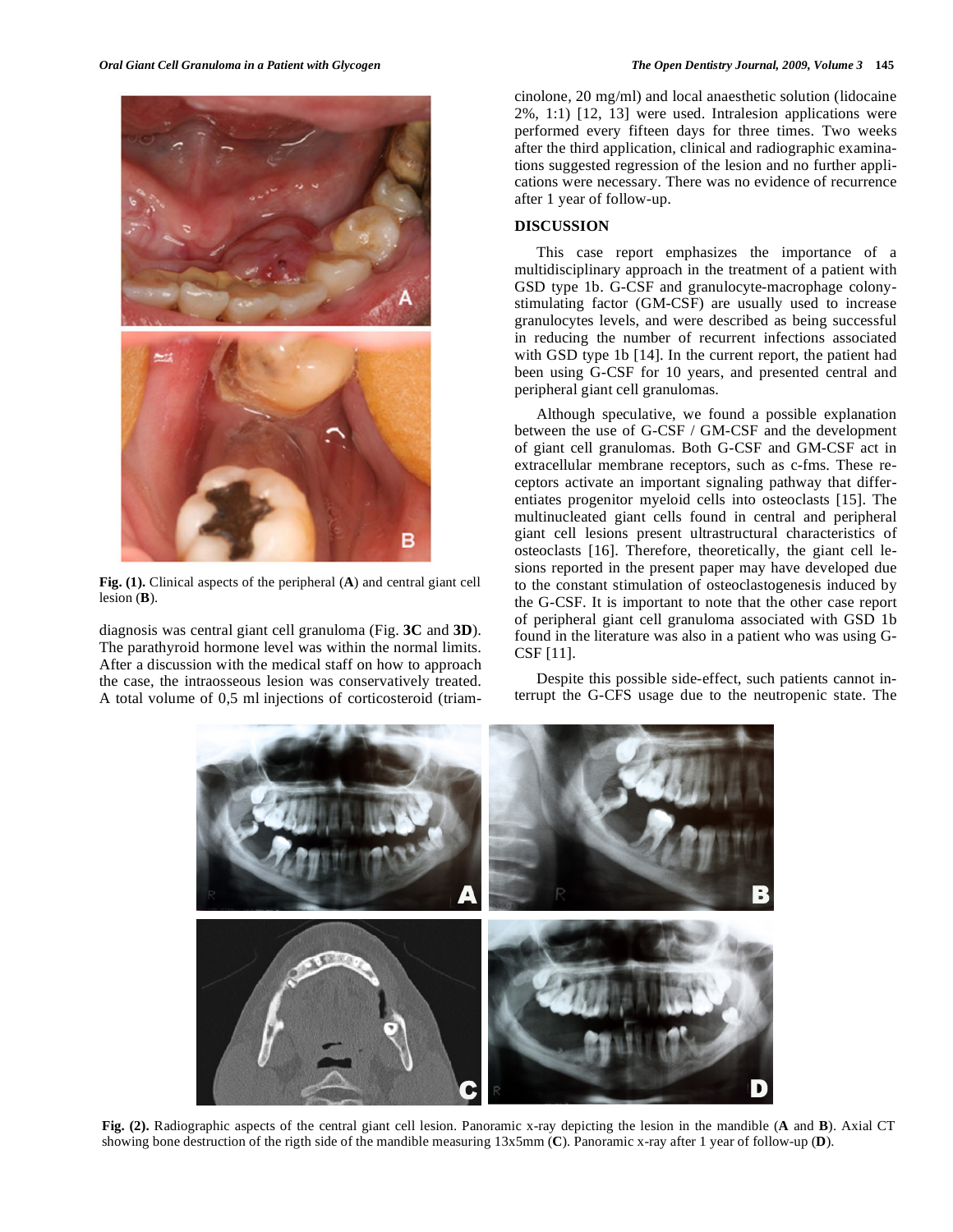Fig. (1). Clinical aspects of the peripheral (**A**) and central giant cell lesion (**B**).

diagnosis was central giant cell granuloma (Fig. **3C** and **3D**). The parathyroid hormone level was within the normal limits. After a discussion with the medical staff on how to approach the case, the intraosseous lesion was conservatively treated. A total volume of 0,5 ml injections of corticosteroid (triamcinolone, 20 mg/ml) and local anaesthetic solution (lidocaine 2%, 1:1) [12, 13] were used. Intralesion applications were performed every fifteen days for three times. Two weeks after the third application, clinical and radiographic examinations suggested regression of the lesion and no further applications were necessary. There was no evidence of recurrence after 1 year of follow-up.

## DISCUSSION

This case report emphasizes the importance of a multidisciplinary approach in the treatment of a patient with GSD type 1b. G-CSF and granulocyte-macrophage colony-stimulating factor (GM-CSF) are usually used to increase granulocytes levels, and were described as being successful in reducing the number of recurrent infections associated with GSD type 1b [14]. In the current report, the patient had been using G-CSF for 10 years, and presented central and peripheral giant cell granulomas.

Although speculative, we found a possible explanation between the use of G-CSF / GM-CSF and the development of giant cell granulomas. Both G-CSF and GM-CSF act in extracellular membrane receptors, such as c-fms. These receptors activate an important signaling pathway that differentiates progenitor myeloid cells into osteoclasts [15]. The multinucleated giant cells found in central and peripheral giant cell lesions present ultrastructural characteristics of osteoclasts [16]. Therefore, theoretically, the giant cell lesions reported in the present paper may have developed due to the constant stimulation of osteoclastogenesis induced by the G-CSF. It is important to note that the other case report of peripheral giant cell granuloma associated with GSD 1b found in the literature was also in a patient who was using G-CSF [11].

Despite this possible side-effect, such patients cannot interrupt the G-CFS usage due to the neutropenic state. The

Fig. (2). Radiographic aspects of the central giant cell lesion. Panoramic x-ray depicting the lesion in the mandible (**A** and **B**). Axial CT showing bone destruction of the rigth side of the mandible measuring 13x5mm (**C**). Panoramic x-ray after 1 year of follow-up (**D**).